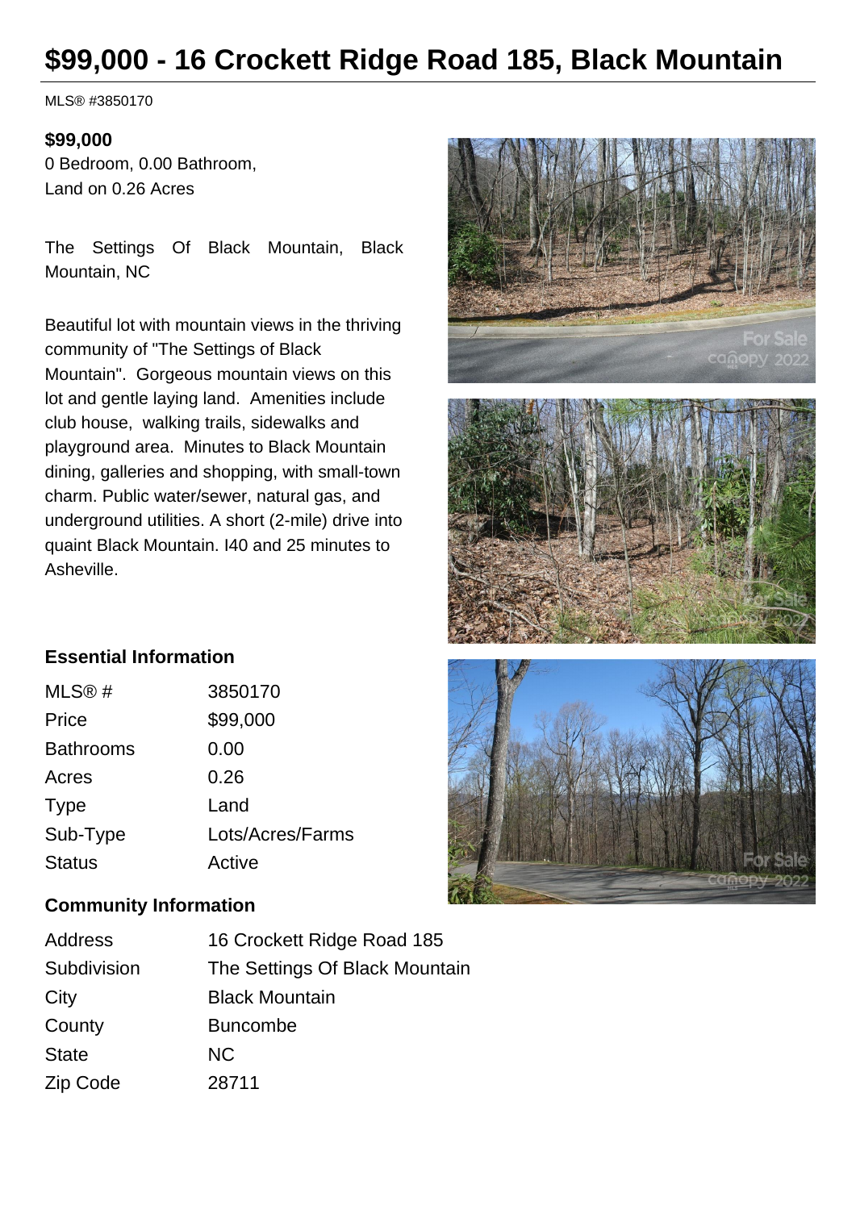# $99,000 - 16 Crockett Ridge Road 185, Black Mountain

MLS® #3850170

**$99,000**

0 Bedroom, 0.00 Bathroom,
Land on 0.26 Acres

The Settings Of Black Mountain, Black Mountain, NC

Beautiful lot with mountain views in the thriving community of "The Settings of Black Mountain". Gorgeous mountain views on this lot and gentle laying land. Amenities include club house, walking trails, sidewalks and playground area. Minutes to Black Mountain dining, galleries and shopping, with small-town charm. Public water/sewer, natural gas, and underground utilities. A short (2-mile) drive into quaint Black Mountain. I40 and 25 minutes to Asheville.

## Essential Information

| | |
|---|---|
| MLS® # | 3850170 |
| Price | $99,000 |
| Bathrooms | 0.00 |
| Acres | 0.26 |
| Type | Land |
| Sub-Type | Lots/Acres/Farms |
| Status | Active |

## Community Information

| | |
|---|---|
| Address | 16 Crockett Ridge Road 185 |
| Subdivision | The Settings Of Black Mountain |
| City | Black Mountain |
| County | Buncombe |
| State | NC |
| Zip Code | 28711 |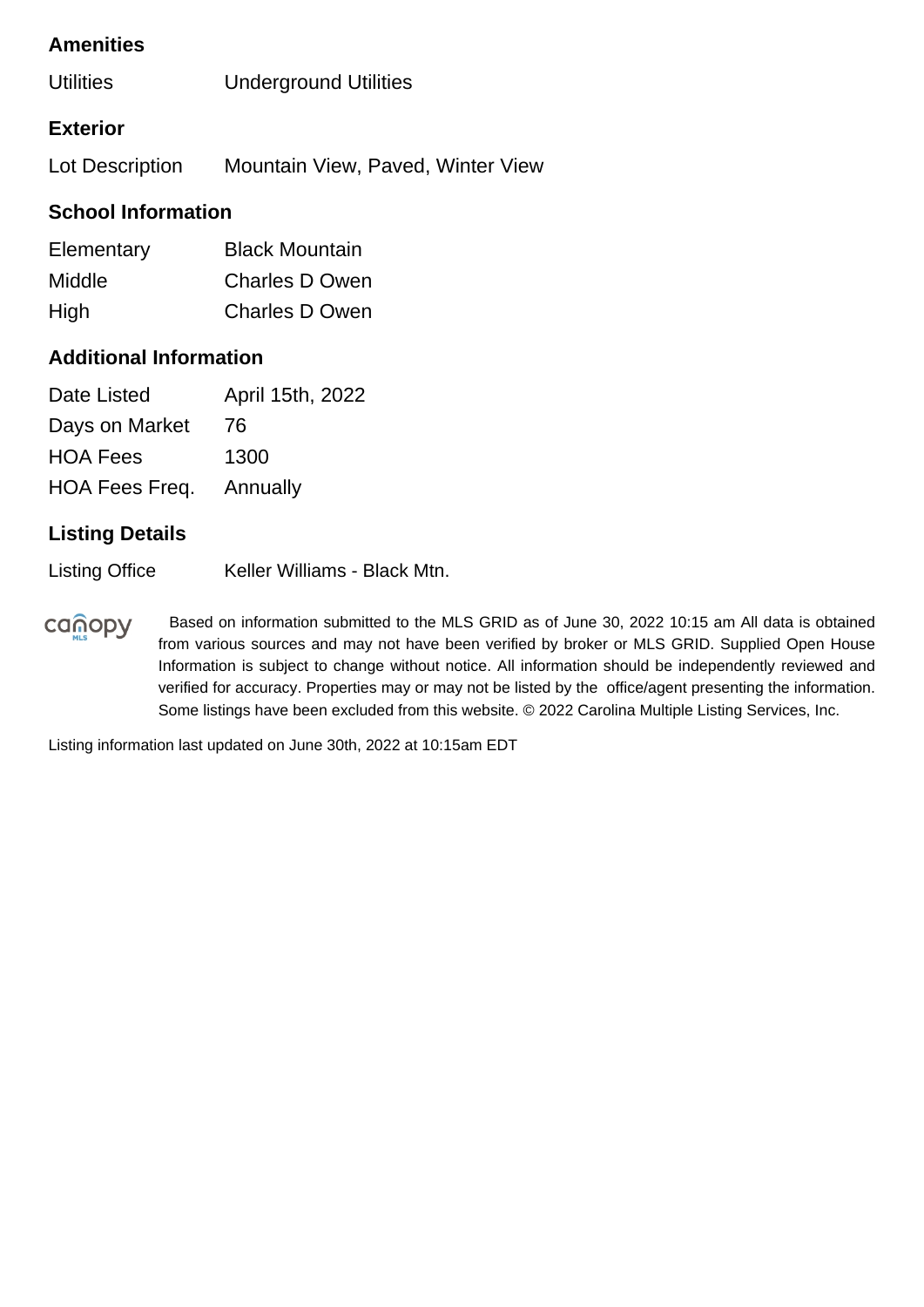### Amenities

| | |
|---|---|
| Utilities | Underground Utilities |

### Exterior

| | |
|---|---|
| Lot Description | Mountain View, Paved, Winter View |

### School Information

| | |
|---|---|
| Elementary | Black Mountain |
| Middle | Charles D Owen |
| High | Charles D Owen |

### Additional Information

| | |
|---|---|
| Date Listed | April 15th, 2022 |
| Days on Market | 76 |
| HOA Fees | 1300 |
| HOA Fees Freq. | Annually |

### Listing Details

| | |
|---|---|
| Listing Office | Keller Williams - Black Mtn. |

canopy MLS

Based on information submitted to the MLS GRID as of June 30, 2022 10:15 am All data is obtained from various sources and may not have been verified by broker or MLS GRID. Supplied Open House Information is subject to change without notice. All information should be independently reviewed and verified for accuracy. Properties may or may not be listed by the office/agent presenting the information. Some listings have been excluded from this website. © 2022 Carolina Multiple Listing Services, Inc.

Listing information last updated on June 30th, 2022 at 10:15am EDT